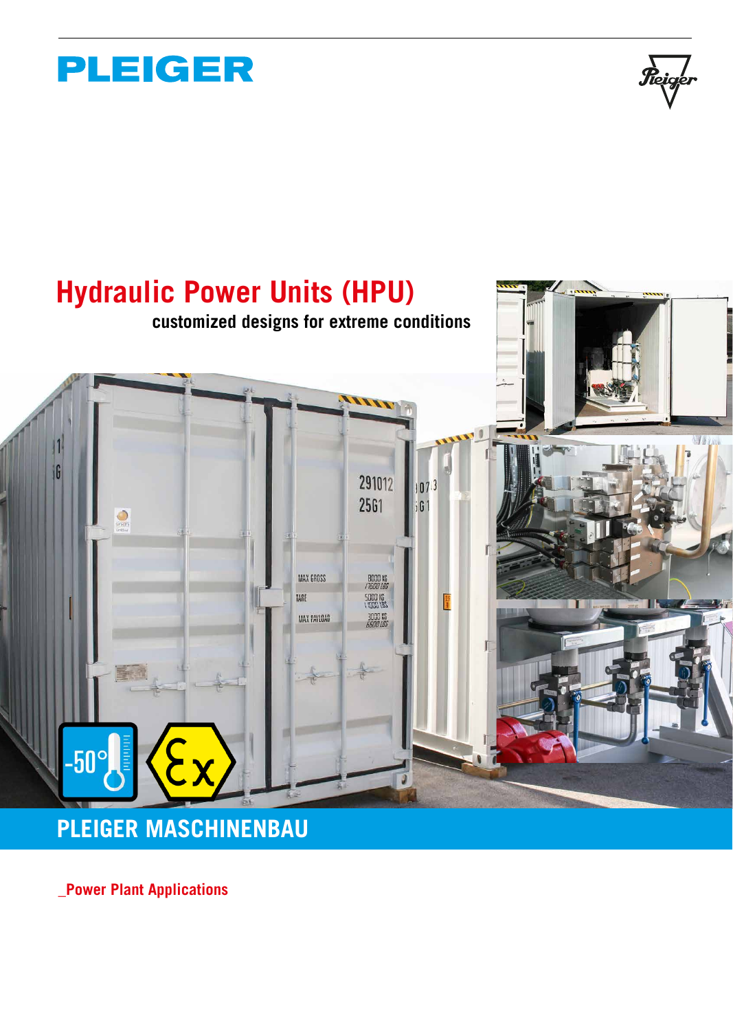PLEIGER

# Hydraulic Power Units (HPU)

**customized designs for extreme conditions**

## PLEIGER MASCHINENBAU

_Power Plant Applications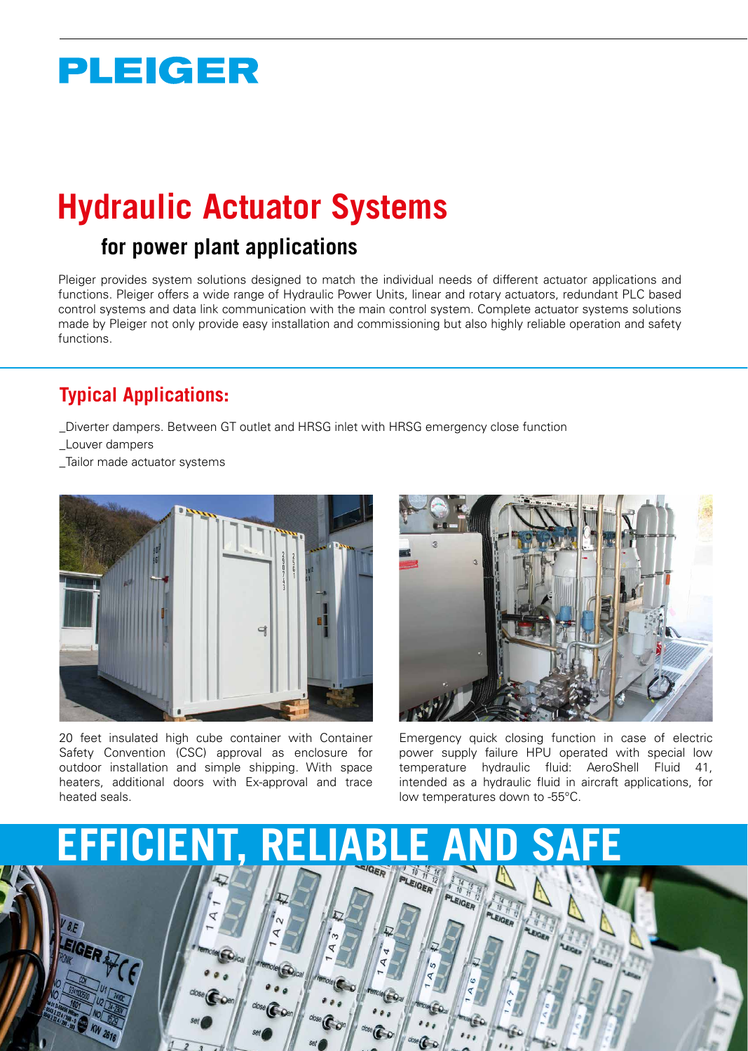# PLEIGER

# Hydraulic Actuator Systems

## for power plant applications

Pleiger provides system solutions designed to match the individual needs of different actuator applications and functions. Pleiger offers a wide range of Hydraulic Power Units, linear and rotary actuators, redundant PLC based control systems and data link communication with the main control system. Complete actuator systems solutions made by Pleiger not only provide easy installation and commissioning but also highly reliable operation and safety functions.

## Typical Applications:

_Diverter dampers. Between GT outlet and HRSG inlet with HRSG emergency close function
_Louver dampers
_Tailor made actuator systems

20 feet insulated high cube container with Container Safety Convention (CSC) approval as enclosure for outdoor installation and simple shipping. With space heaters, additional doors with Ex-approval and trace heated seals.

Emergency quick closing function in case of electric power supply failure HPU operated with special low temperature hydraulic fluid: AeroShell Fluid 41, intended as a hydraulic fluid in aircraft applications, for low temperatures down to -55°C.

# EFFICIENT, RELIABLE AND SAFE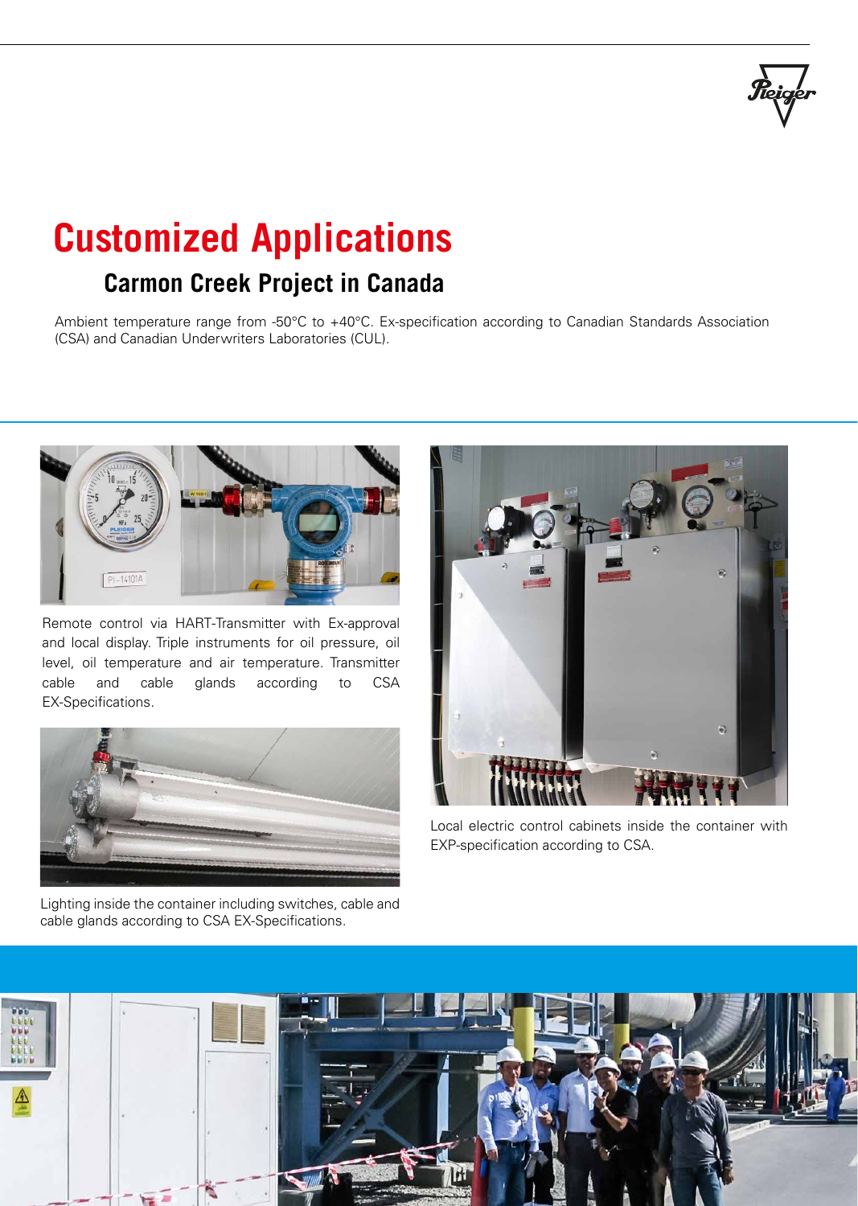# Customized Applications

## Carmon Creek Project in Canada

Ambient temperature range from -50°C to +40°C. Ex-specification according to Canadian Standards Association (CSA) and Canadian Underwriters Laboratories (CUL).

Remote control via HART-Transmitter with Ex-approval and local display. Triple instruments for oil pressure, oil level, oil temperature and air temperature. Transmitter cable and cable glands according to CSA EX-Specifications.

Lighting inside the container including switches, cable and cable glands according to CSA EX-Specifications.

Local electric control cabinets inside the container with EXP-specification according to CSA.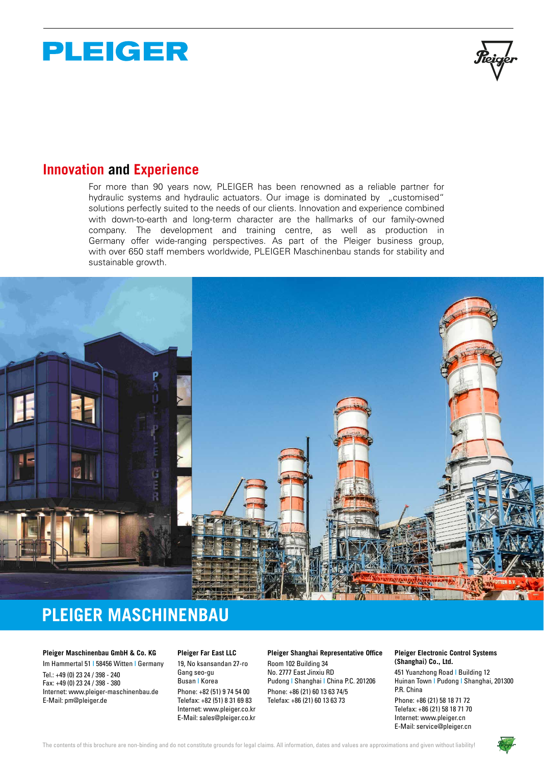# PLEIGER

## Innovation and Experience

For more than 90 years now, PLEIGER has been renowned as a reliable partner for hydraulic systems and hydraulic actuators. Our image is dominated by „customised" solutions perfectly suited to the needs of our clients. Innovation and experience combined with down-to-earth and long-term character are the hallmarks of our family-owned company. The development and training centre, as well as production in Germany offer wide-ranging perspectives. As part of the Pleiger business group, with over 650 staff members worldwide, PLEIGER Maschinenbau stands for stability and sustainable growth.

## PLEIGER MASCHINENBAU

**Pleiger Maschinenbau GmbH & Co. KG**
Im Hammertal 51 | 58456 Witten | Germany
Tel.: +49 (0) 23 24 / 398 - 240
Fax: +49 (0) 23 24 / 398 - 380
Internet: www.pleiger-maschinenbau.de
E-Mail: pm@pleiger.de

**Pleiger Far East LLC**
19, No ksansandan 27-ro
Gang seo-gu
Busan | Korea
Phone: +82 (51) 9 74 54 00
Telefax: +82 (51) 8 31 69 83
Internet: www.pleiger.co.kr
E-Mail: sales@pleiger.co.kr

**Pleiger Shanghai Representative Office**
Room 102 Building 34
No. 2777 East Jinxiu RD
Pudong | Shanghai | China P.C. 201206
Phone: +86 (21) 60 13 63 74/5
Telefax: +86 (21) 60 13 63 73

**Pleiger Electronic Control Systems (Shanghai) Co., Ltd.**
451 Yuanzhong Road | Building 12
Huinan Town | Pudong | Shanghai, 201300
P.R. China
Phone: +86 (21) 58 18 71 72
Telefax: +86 (21) 58 18 71 70
Internet: www.pleiger.cn
E-Mail: service@pleiger.cn

The contents of this brochure are non-binding and do not constitute grounds for legal claims. All information, dates and values are approximations and given without liability!